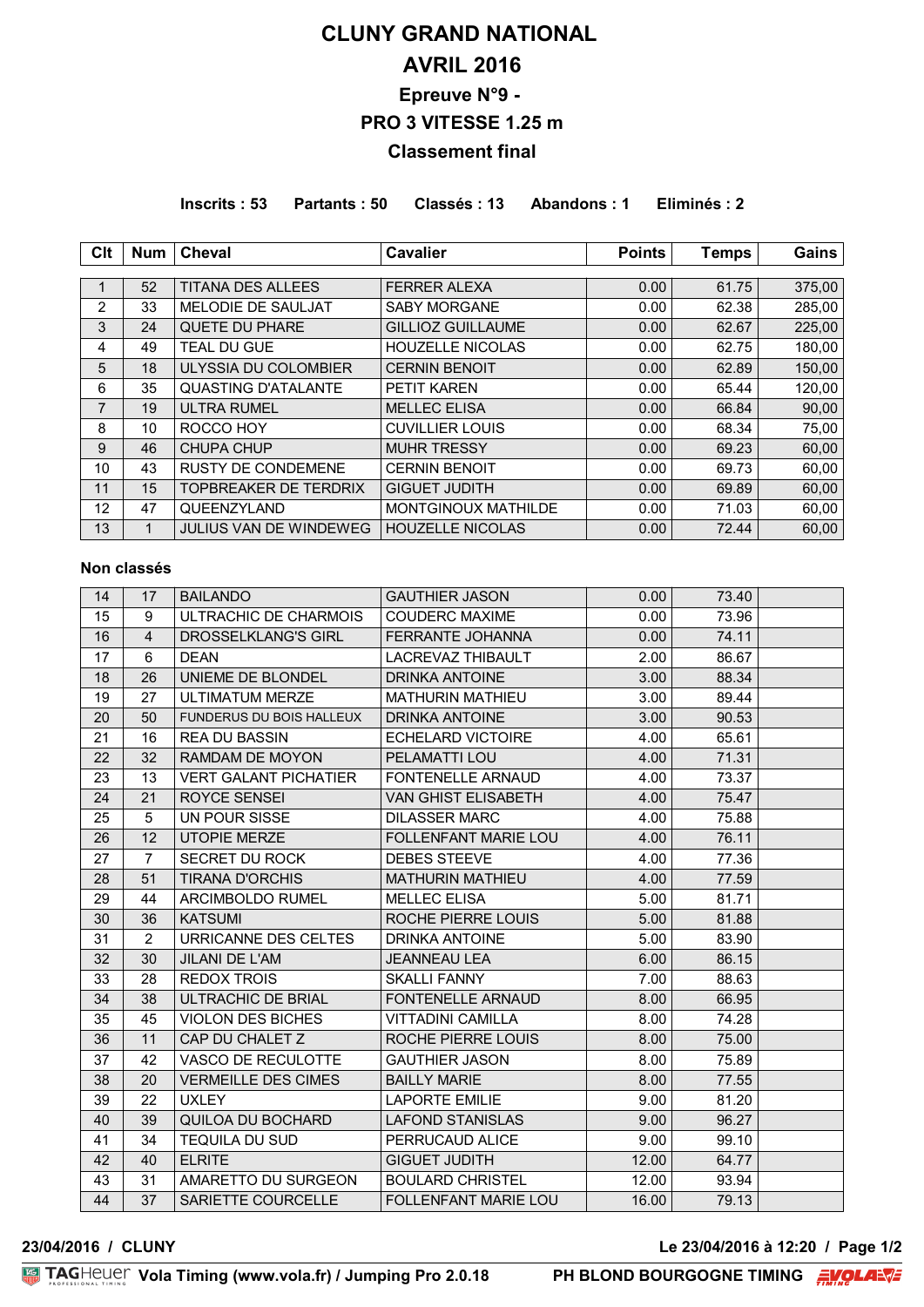# CLUNY GRAND NATIONAL

# AVRIL 2016

## Epreuve N°9 -

## PRO 3 VITESSE 1.25 m

## Classement final

**Inscrits : 53 Partants : 50 Classés : 13 Abandons : 1 Eliminés : 2**

| Clt | Num | Cheval | Cavalier | Points | Temps | Gains |
|---|---|---|---|---|---|---|
| 1 | 52 | TITANA DES ALLEES | FERRER ALEXA | 0.00 | 61.75 | 375,00 |
| 2 | 33 | MELODIE DE SAULJAT | SABY MORGANE | 0.00 | 62.38 | 285,00 |
| 3 | 24 | QUETE DU PHARE | GILLIOZ GUILLAUME | 0.00 | 62.67 | 225,00 |
| 4 | 49 | TEAL DU GUE | HOUZELLE NICOLAS | 0.00 | 62.75 | 180,00 |
| 5 | 18 | ULYSSIA DU COLOMBIER | CERNIN BENOIT | 0.00 | 62.89 | 150,00 |
| 6 | 35 | QUASTING D'ATALANTE | PETIT KAREN | 0.00 | 65.44 | 120,00 |
| 7 | 19 | ULTRA RUMEL | MELLEC ELISA | 0.00 | 66.84 | 90,00 |
| 8 | 10 | ROCCO HOY | CUVILLIER LOUIS | 0.00 | 68.34 | 75,00 |
| 9 | 46 | CHUPA CHUP | MUHR TRESSY | 0.00 | 69.23 | 60,00 |
| 10 | 43 | RUSTY DE CONDEMENE | CERNIN BENOIT | 0.00 | 69.73 | 60,00 |
| 11 | 15 | TOPBREAKER DE TERDRIX | GIGUET JUDITH | 0.00 | 69.89 | 60,00 |
| 12 | 47 | QUEENZYLAND | MONTGINOUX MATHILDE | 0.00 | 71.03 | 60,00 |
| 13 | 1 | JULIUS VAN DE WINDEWEG | HOUZELLE NICOLAS | 0.00 | 72.44 | 60,00 |

**Non classés**

| Clt | Num | Cheval | Cavalier | Points | Temps | Gains |
|---|---|---|---|---|---|---|
| 14 | 17 | BAILANDO | GAUTHIER JASON | 0.00 | 73.40 | |
| 15 | 9 | ULTRACHIC DE CHARMOIS | COUDERC MAXIME | 0.00 | 73.96 | |
| 16 | 4 | DROSSELKLANG'S GIRL | FERRANTE JOHANNA | 0.00 | 74.11 | |
| 17 | 6 | DEAN | LACREVAZ THIBAULT | 2.00 | 86.67 | |
| 18 | 26 | UNIEME DE BLONDEL | DRINKA ANTOINE | 3.00 | 88.34 | |
| 19 | 27 | ULTIMATUM MERZE | MATHURIN MATHIEU | 3.00 | 89.44 | |
| 20 | 50 | FUNDERUS DU BOIS HALLEUX | DRINKA ANTOINE | 3.00 | 90.53 | |
| 21 | 16 | REA DU BASSIN | ECHELARD VICTOIRE | 4.00 | 65.61 | |
| 22 | 32 | RAMDAM DE MOYON | PELAMATTI LOU | 4.00 | 71.31 | |
| 23 | 13 | VERT GALANT PICHATIER | FONTENELLE ARNAUD | 4.00 | 73.37 | |
| 24 | 21 | ROYCE SENSEI | VAN GHIST ELISABETH | 4.00 | 75.47 | |
| 25 | 5 | UN POUR SISSE | DILASSER MARC | 4.00 | 75.88 | |
| 26 | 12 | UTOPIE MERZE | FOLLENFANT MARIE LOU | 4.00 | 76.11 | |
| 27 | 7 | SECRET DU ROCK | DEBES STEEVE | 4.00 | 77.36 | |
| 28 | 51 | TIRANA D'ORCHIS | MATHURIN MATHIEU | 4.00 | 77.59 | |
| 29 | 44 | ARCIMBOLDO RUMEL | MELLEC ELISA | 5.00 | 81.71 | |
| 30 | 36 | KATSUMI | ROCHE PIERRE LOUIS | 5.00 | 81.88 | |
| 31 | 2 | URRICANNE DES CELTES | DRINKA ANTOINE | 5.00 | 83.90 | |
| 32 | 30 | JILANI DE L'AM | JEANNEAU LEA | 6.00 | 86.15 | |
| 33 | 28 | REDOX TROIS | SKALLI FANNY | 7.00 | 88.63 | |
| 34 | 38 | ULTRACHIC DE BRIAL | FONTENELLE ARNAUD | 8.00 | 66.95 | |
| 35 | 45 | VIOLON DES BICHES | VITTADINI CAMILLA | 8.00 | 74.28 | |
| 36 | 11 | CAP DU CHALET Z | ROCHE PIERRE LOUIS | 8.00 | 75.00 | |
| 37 | 42 | VASCO DE RECULOTTE | GAUTHIER JASON | 8.00 | 75.89 | |
| 38 | 20 | VERMEILLE DES CIMES | BAILLY MARIE | 8.00 | 77.55 | |
| 39 | 22 | UXLEY | LAPORTE EMILIE | 9.00 | 81.20 | |
| 40 | 39 | QUILOA DU BOCHARD | LAFOND STANISLAS | 9.00 | 96.27 | |
| 41 | 34 | TEQUILA DU SUD | PERRUCAUD ALICE | 9.00 | 99.10 | |
| 42 | 40 | ELRITE | GIGUET JUDITH | 12.00 | 64.77 | |
| 43 | 31 | AMARETTO DU SURGEON | BOULARD CHRISTEL | 12.00 | 93.94 | |
| 44 | 37 | SARIETTE COURCELLE | FOLLENFANT MARIE LOU | 16.00 | 79.13 | |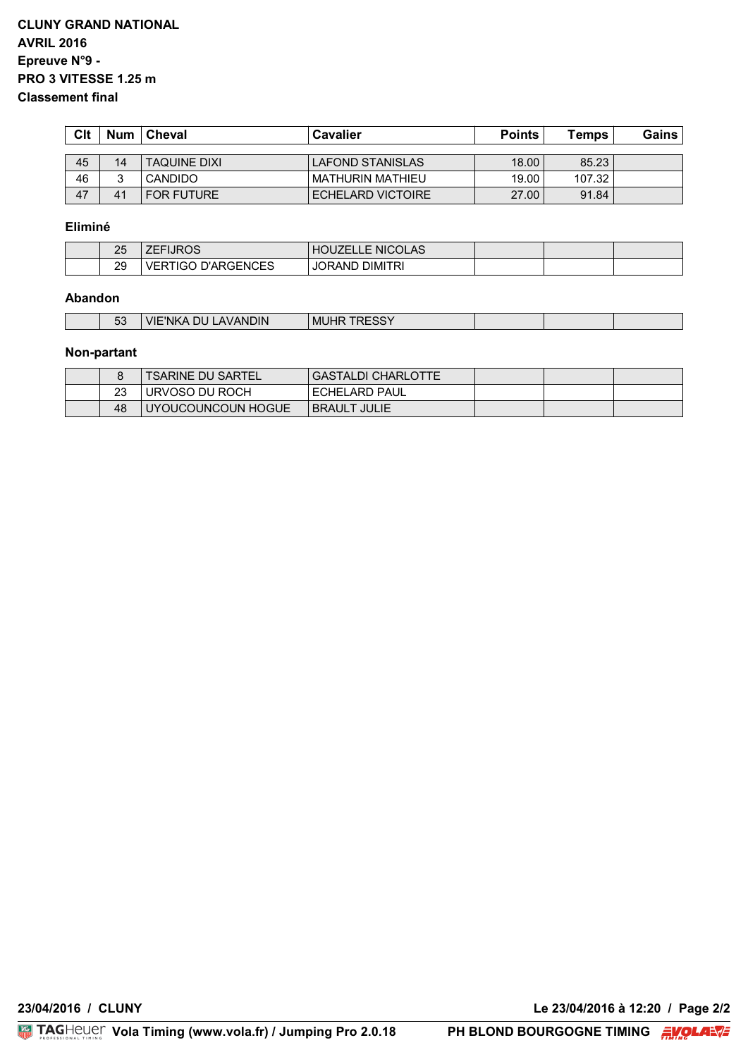**CLUNY GRAND NATIONAL**
**AVRIL 2016**
**Epreuve N°9 -**
**PRO 3 VITESSE 1.25 m**
**Classement final**

| Clt | Num | Cheval | Cavalier | Points | Temps | Gains |
|---|---|---|---|---|---|---|
| 45 | 14 | TAQUINE DIXI | LAFOND STANISLAS | 18.00 | 85.23 | |
| 46 | 3 | CANDIDO | MATHURIN MATHIEU | 19.00 | 107.32 | |
| 47 | 41 | FOR FUTURE | ECHELARD VICTOIRE | 27.00 | 91.84 | |

**Eliminé**

| | | | | | | |
|---|---|---|---|---|---|---|
| | 25 | ZEFIJROS | HOUZELLE NICOLAS | | | |
| | 29 | VERTIGO D'ARGENCES | JORAND DIMITRI | | | |

**Abandon**

| | | | | | | |
|---|---|---|---|---|---|---|
| | 53 | VIE'NKA DU LAVANDIN | MUHR TRESSY | | | |

**Non-partant**

| | | | | | | |
|---|---|---|---|---|---|---|
| | 8 | TSARINE DU SARTEL | GASTALDI CHARLOTTE | | | |
| | 23 | URVOSO DU ROCH | ECHELARD PAUL | | | |
| | 48 | UYOUCOUNCOUN HOGUE | BRAULT JULIE | | | |